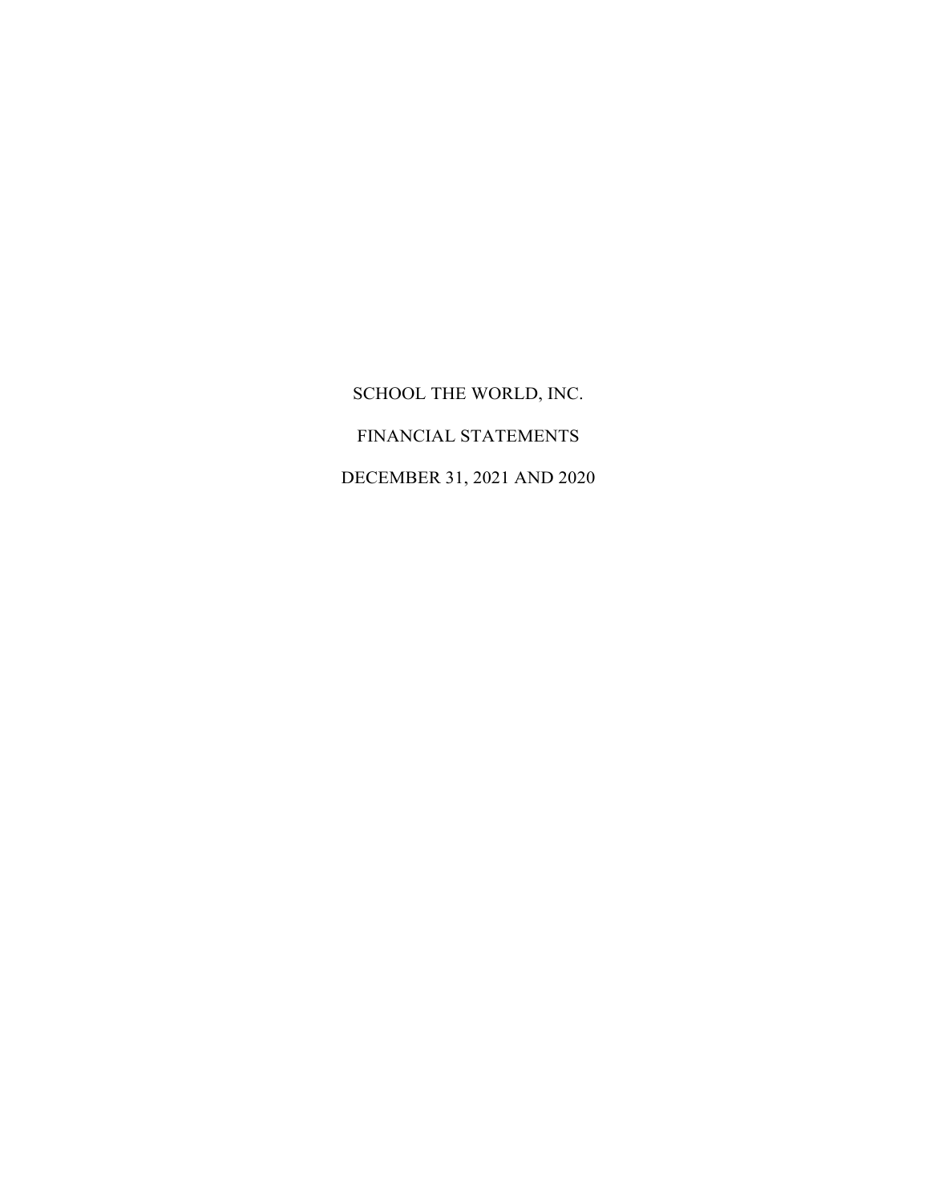# SCHOOL THE WORLD, INC.

## FINANCIAL STATEMENTS

## DECEMBER 31, 2021 AND 2020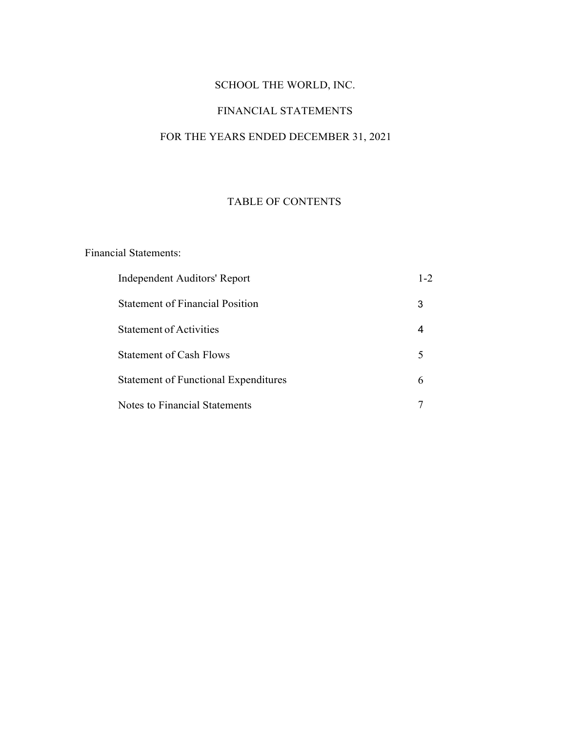# SCHOOL THE WORLD, INC.

## FINANCIAL STATEMENTS

## FOR THE YEARS ENDED DECEMBER 31, 2021

### TABLE OF CONTENTS

Financial Statements:

| | |
|---|---|
| Independent Auditors' Report | 1-2 |
| Statement of Financial Position | 3 |
| Statement of Activities | 4 |
| Statement of Cash Flows | 5 |
| Statement of Functional Expenditures | 6 |
| Notes to Financial Statements | 7 |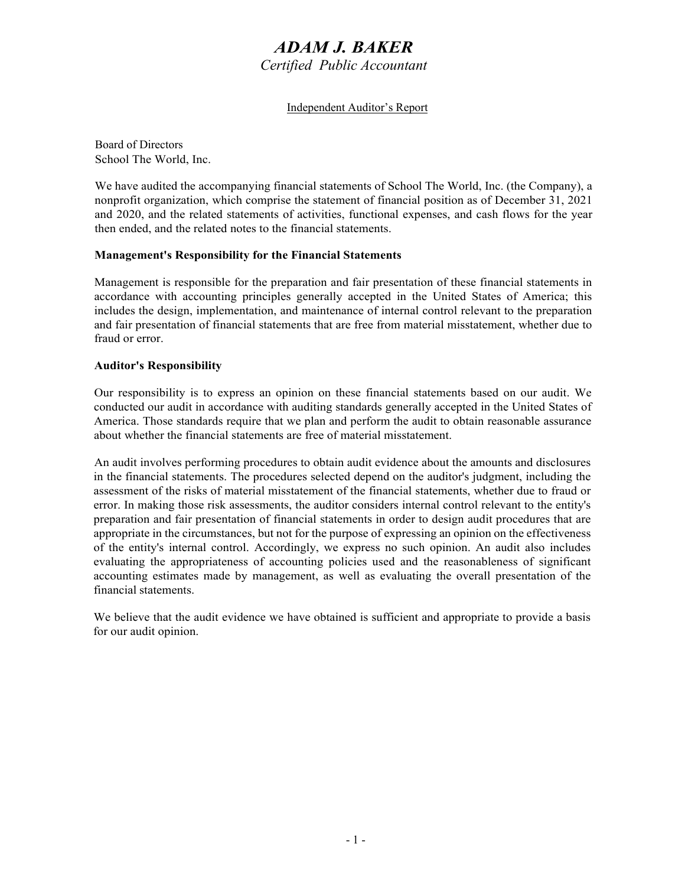# ***ADAM J. BAKER***

*Certified Public Accountant*

Independent Auditor's Report

Board of Directors
School The World, Inc.

We have audited the accompanying financial statements of School The World, Inc. (the Company), a nonprofit organization, which comprise the statement of financial position as of December 31, 2021 and 2020, and the related statements of activities, functional expenses, and cash flows for the year then ended, and the related notes to the financial statements.

**Management's Responsibility for the Financial Statements**

Management is responsible for the preparation and fair presentation of these financial statements in accordance with accounting principles generally accepted in the United States of America; this includes the design, implementation, and maintenance of internal control relevant to the preparation and fair presentation of financial statements that are free from material misstatement, whether due to fraud or error.

**Auditor's Responsibility**

Our responsibility is to express an opinion on these financial statements based on our audit. We conducted our audit in accordance with auditing standards generally accepted in the United States of America. Those standards require that we plan and perform the audit to obtain reasonable assurance about whether the financial statements are free of material misstatement.

An audit involves performing procedures to obtain audit evidence about the amounts and disclosures in the financial statements. The procedures selected depend on the auditor's judgment, including the assessment of the risks of material misstatement of the financial statements, whether due to fraud or error. In making those risk assessments, the auditor considers internal control relevant to the entity's preparation and fair presentation of financial statements in order to design audit procedures that are appropriate in the circumstances, but not for the purpose of expressing an opinion on the effectiveness of the entity's internal control. Accordingly, we express no such opinion. An audit also includes evaluating the appropriateness of accounting policies used and the reasonableness of significant accounting estimates made by management, as well as evaluating the overall presentation of the financial statements.

We believe that the audit evidence we have obtained is sufficient and appropriate to provide a basis for our audit opinion.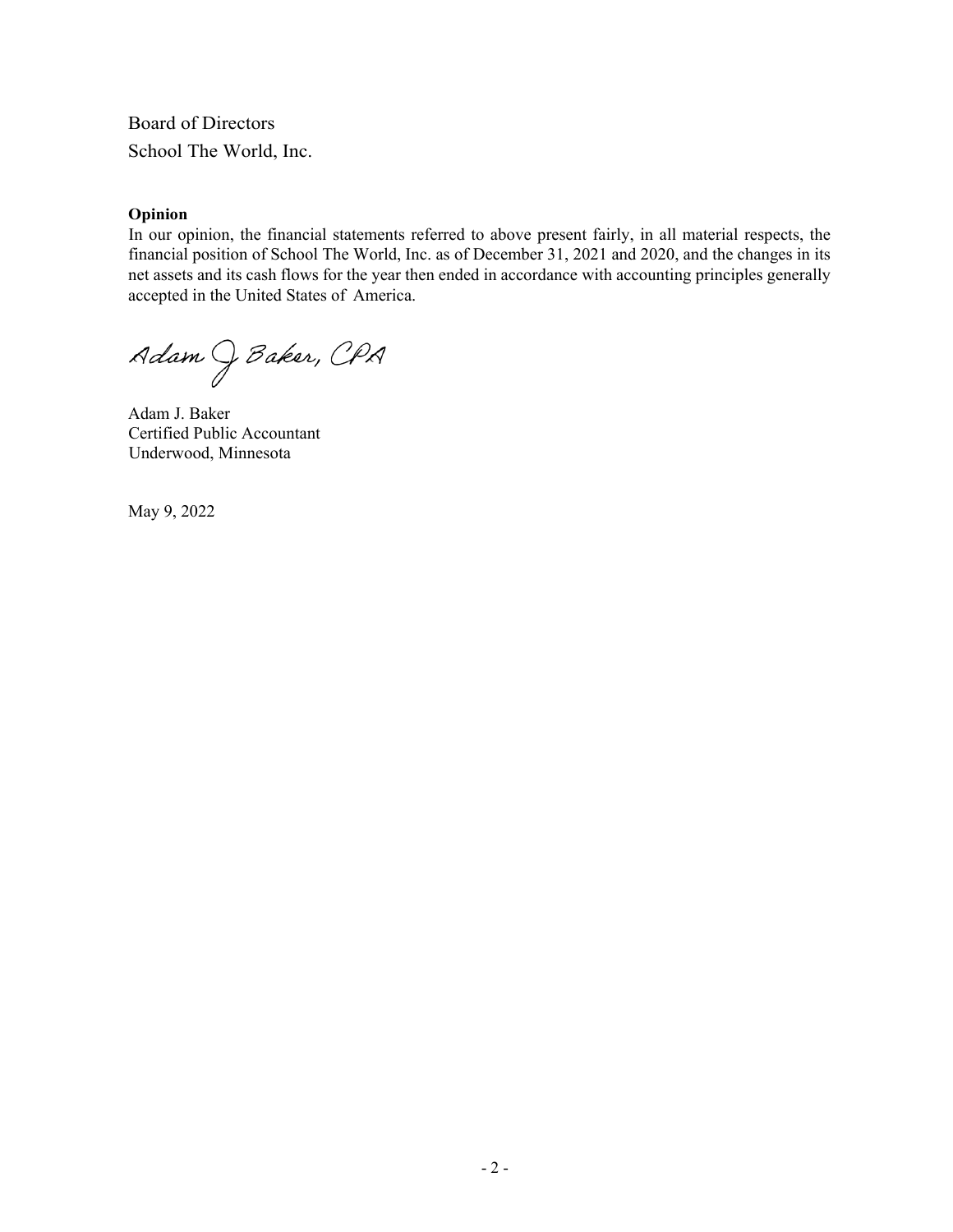Board of Directors
School The World, Inc.

**Opinion**
In our opinion, the financial statements referred to above present fairly, in all material respects, the financial position of School The World, Inc. as of December 31, 2021 and 2020, and the changes in its net assets and its cash flows for the year then ended in accordance with accounting principles generally accepted in the United States of America.

Adam J Baker, CPA

Adam J. Baker
Certified Public Accountant
Underwood, Minnesota

May 9, 2022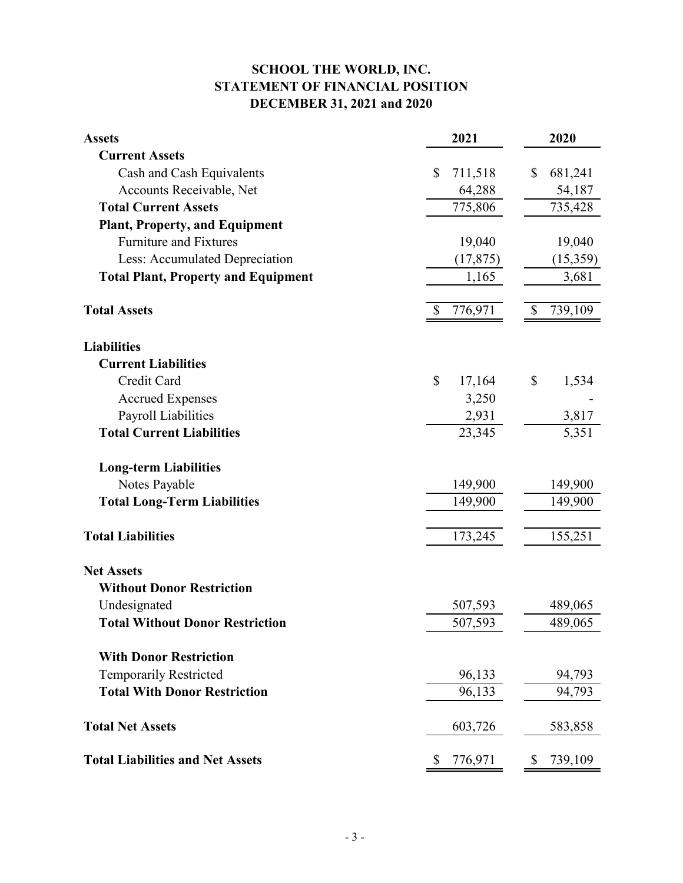# SCHOOL THE WORLD, INC.
## STATEMENT OF FINANCIAL POSITION
## DECEMBER 31, 2021 and 2020

| **Assets** | **2021** | **2020** |
|---|---|---|
| **Current Assets** | | |
| Cash and Cash Equivalents | $ 711,518 | $ 681,241 |
| Accounts Receivable, Net | 64,288 | 54,187 |
| **Total Current Assets** | 775,806 | 735,428 |
| **Plant, Property, and Equipment** | | |
| Furniture and Fixtures | 19,040 | 19,040 |
| Less: Accumulated Depreciation | (17,875) | (15,359) |
| **Total Plant, Property and Equipment** | 1,165 | 3,681 |
| **Total Assets** | $ 776,971 | $ 739,109 |
| | | |
| **Liabilities** | | |
| **Current Liabilities** | | |
| Credit Card | $ 17,164 | $ 1,534 |
| Accrued Expenses | 3,250 | - |
| Payroll Liabilities | 2,931 | 3,817 |
| **Total Current Liabilities** | 23,345 | 5,351 |
| | | |
| **Long-term Liabilities** | | |
| Notes Payable | 149,900 | 149,900 |
| **Total Long-Term Liabilities** | 149,900 | 149,900 |
| | | |
| **Total Liabilities** | 173,245 | 155,251 |
| | | |
| **Net Assets** | | |
| **Without Donor Restriction** | | |
| Undesignated | 507,593 | 489,065 |
| **Total Without Donor Restriction** | 507,593 | 489,065 |
| | | |
| **With Donor Restriction** | | |
| Temporarily Restricted | 96,133 | 94,793 |
| **Total With Donor Restriction** | 96,133 | 94,793 |
| | | |
| **Total Net Assets** | 603,726 | 583,858 |
| | | |
| **Total Liabilities and Net Assets** | $ 776,971 | $ 739,109 |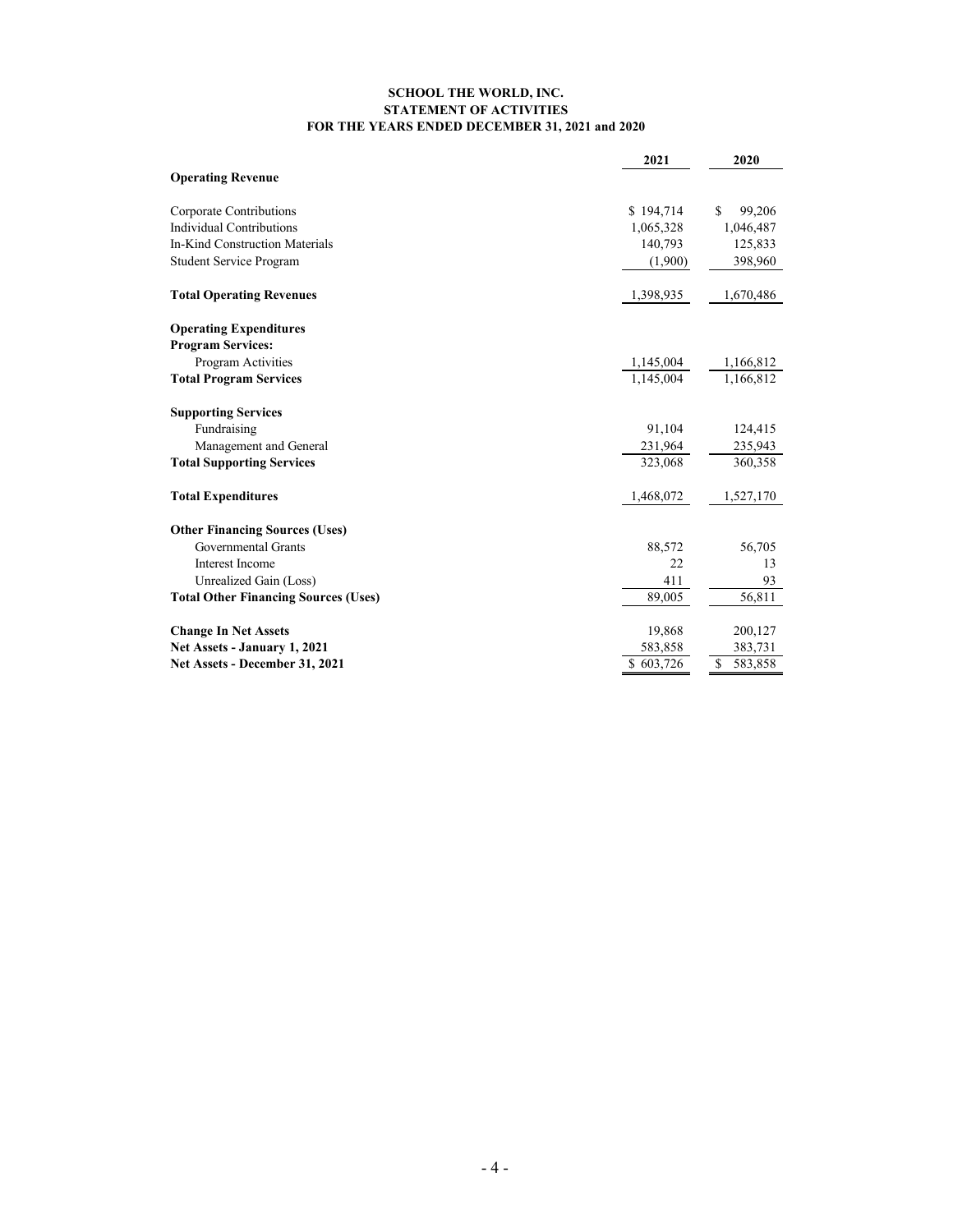**SCHOOL THE WORLD, INC.**
**STATEMENT OF ACTIVITIES**
**FOR THE YEARS ENDED DECEMBER 31, 2021 and 2020**

| | 2021 | 2020 |
|---|---|---|
| **Operating Revenue** | | |
| Corporate Contributions | $ 194,714 | $ 99,206 |
| Individual Contributions | 1,065,328 | 1,046,487 |
| In-Kind Construction Materials | 140,793 | 125,833 |
| Student Service Program | (1,900) | 398,960 |
| **Total Operating Revenues** | 1,398,935 | 1,670,486 |
| **Operating Expenditures** | | |
| **Program Services:** | | |
| Program Activities | 1,145,004 | 1,166,812 |
| **Total Program Services** | 1,145,004 | 1,166,812 |
| **Supporting Services** | | |
| Fundraising | 91,104 | 124,415 |
| Management and General | 231,964 | 235,943 |
| **Total Supporting Services** | 323,068 | 360,358 |
| **Total Expenditures** | 1,468,072 | 1,527,170 |
| **Other Financing Sources (Uses)** | | |
| Governmental Grants | 88,572 | 56,705 |
| Interest Income | 22 | 13 |
| Unrealized Gain (Loss) | 411 | 93 |
| **Total Other Financing Sources (Uses)** | 89,005 | 56,811 |
| **Change In Net Assets** | 19,868 | 200,127 |
| **Net Assets - January 1, 2021** | 583,858 | 383,731 |
| **Net Assets - December 31, 2021** | $ 603,726 | $ 583,858 |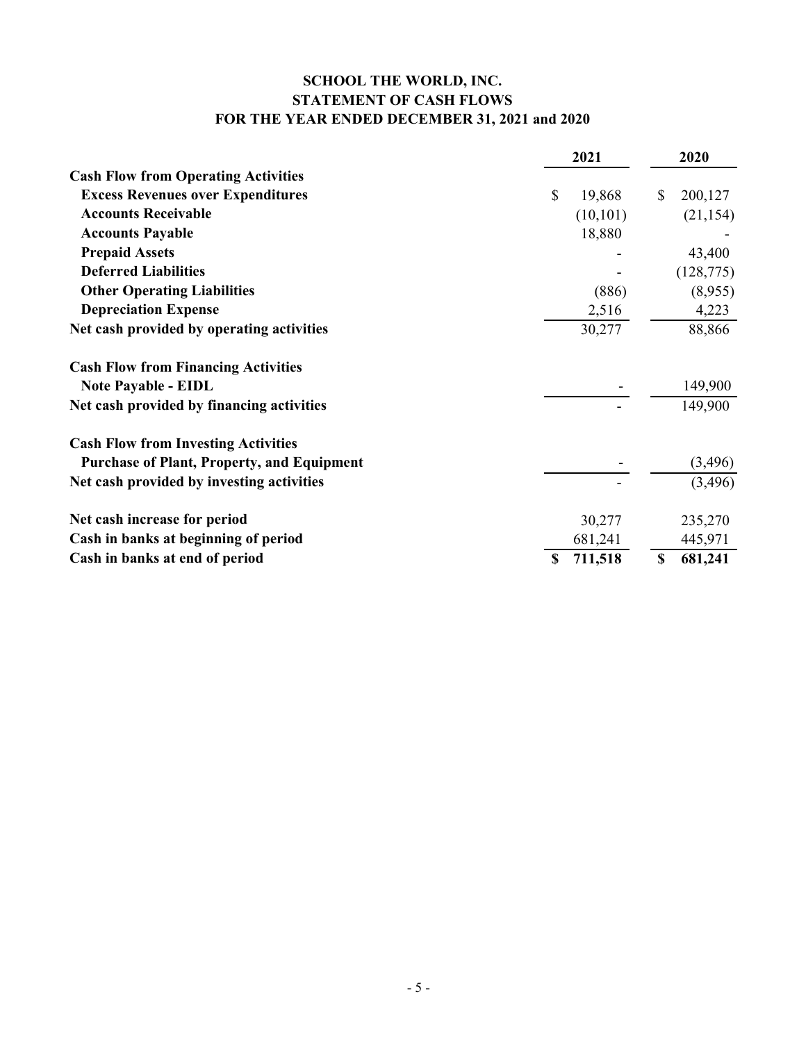# SCHOOL THE WORLD, INC.
## STATEMENT OF CASH FLOWS
## FOR THE YEAR ENDED DECEMBER 31, 2021 and 2020

| | 2021 | 2020 |
|---|---|---|
| **Cash Flow from Operating Activities** | | |
| **Excess Revenues over Expenditures** | $ 19,868 | $ 200,127 |
| **Accounts Receivable** | (10,101) | (21,154) |
| **Accounts Payable** | 18,880 | - |
| **Prepaid Assets** | - | 43,400 |
| **Deferred Liabilities** | - | (128,775) |
| **Other Operating Liabilities** | (886) | (8,955) |
| **Depreciation Expense** | 2,516 | 4,223 |
| **Net cash provided by operating activities** | 30,277 | 88,866 |
| | | |
| **Cash Flow from Financing Activities** | | |
| **Note Payable - EIDL** | - | 149,900 |
| **Net cash provided by financing activities** | - | 149,900 |
| | | |
| **Cash Flow from Investing Activities** | | |
| **Purchase of Plant, Property, and Equipment** | - | (3,496) |
| **Net cash provided by investing activities** | - | (3,496) |
| | | |
| **Net cash increase for period** | 30,277 | 235,270 |
| **Cash in banks at beginning of period** | 681,241 | 445,971 |
| **Cash in banks at end of period** | **$ 711,518** | **$ 681,241** |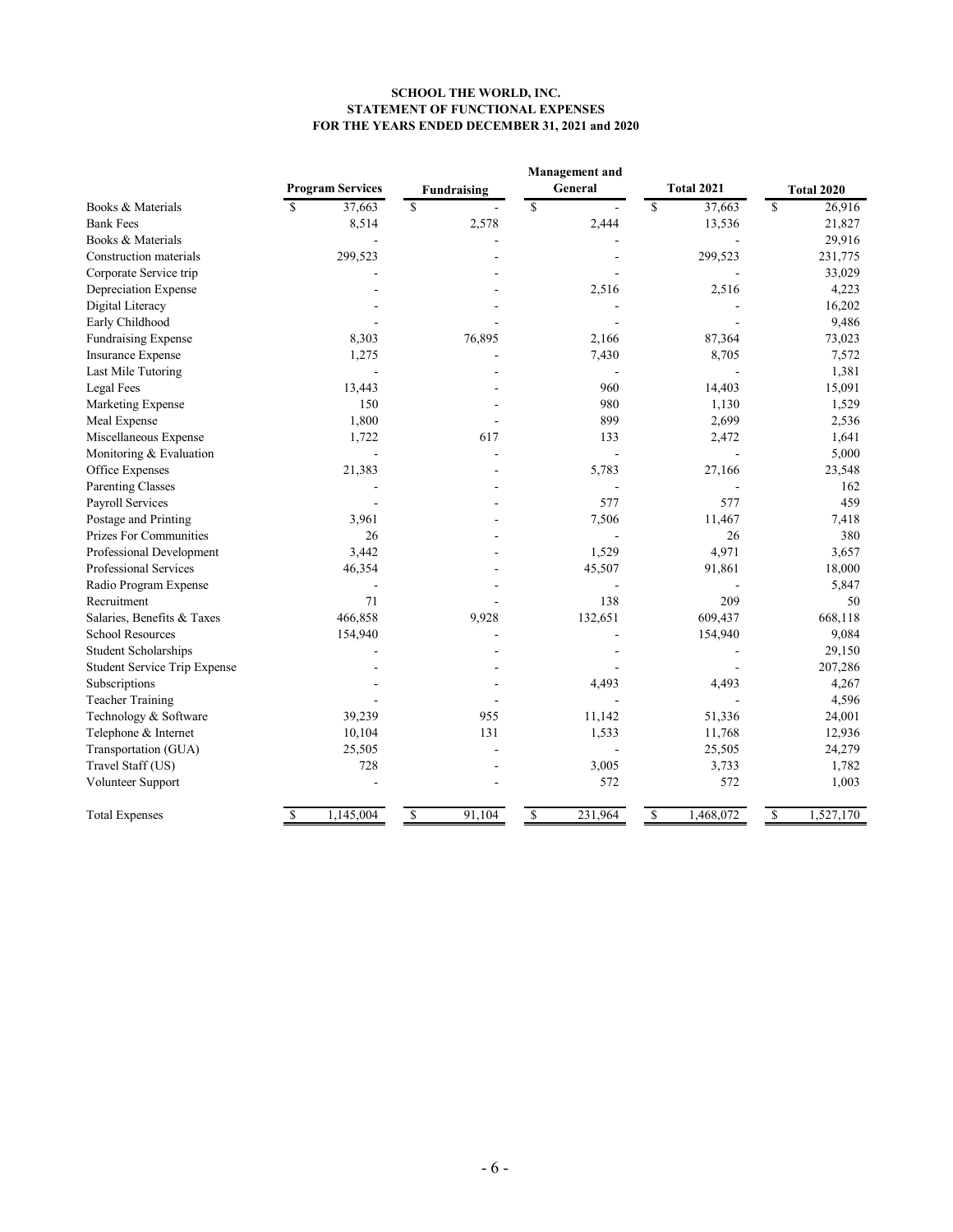**SCHOOL THE WORLD, INC.**
**STATEMENT OF FUNCTIONAL EXPENSES**
**FOR THE YEARS ENDED DECEMBER 31, 2021 and 2020**

| | Program Services | Fundraising | Management and General | Total 2021 | Total 2020 |
|---|---|---|---|---|---|
| Books & Materials | $ 37,663 | $ - | $ - | $ 37,663 | $ 26,916 |
| Bank Fees | 8,514 | 2,578 | 2,444 | 13,536 | 21,827 |
| Books & Materials | - | - | - | - | 29,916 |
| Construction materials | 299,523 | - | - | 299,523 | 231,775 |
| Corporate Service trip | - | - | - | - | 33,029 |
| Depreciation Expense | - | - | 2,516 | 2,516 | 4,223 |
| Digital Literacy | - | - | - | - | 16,202 |
| Early Childhood | - | - | - | - | 9,486 |
| Fundraising Expense | 8,303 | 76,895 | 2,166 | 87,364 | 73,023 |
| Insurance Expense | 1,275 | - | 7,430 | 8,705 | 7,572 |
| Last Mile Tutoring | - | - | - | - | 1,381 |
| Legal Fees | 13,443 | - | 960 | 14,403 | 15,091 |
| Marketing Expense | 150 | - | 980 | 1,130 | 1,529 |
| Meal Expense | 1,800 | - | 899 | 2,699 | 2,536 |
| Miscellaneous Expense | 1,722 | 617 | 133 | 2,472 | 1,641 |
| Monitoring & Evaluation | - | - | - | - | 5,000 |
| Office Expenses | 21,383 | - | 5,783 | 27,166 | 23,548 |
| Parenting Classes | - | - | - | - | 162 |
| Payroll Services | - | - | 577 | 577 | 459 |
| Postage and Printing | 3,961 | - | 7,506 | 11,467 | 7,418 |
| Prizes For Communities | 26 | - | - | 26 | 380 |
| Professional Development | 3,442 | - | 1,529 | 4,971 | 3,657 |
| Professional Services | 46,354 | - | 45,507 | 91,861 | 18,000 |
| Radio Program Expense | - | - | - | - | 5,847 |
| Recruitment | 71 | - | 138 | 209 | 50 |
| Salaries, Benefits & Taxes | 466,858 | 9,928 | 132,651 | 609,437 | 668,118 |
| School Resources | 154,940 | - | - | 154,940 | 9,084 |
| Student Scholarships | - | - | - | - | 29,150 |
| Student Service Trip Expense | - | - | - | - | 207,286 |
| Subscriptions | - | - | 4,493 | 4,493 | 4,267 |
| Teacher Training | - | - | - | - | 4,596 |
| Technology & Software | 39,239 | 955 | 11,142 | 51,336 | 24,001 |
| Telephone & Internet | 10,104 | 131 | 1,533 | 11,768 | 12,936 |
| Transportation (GUA) | 25,505 | - | - | 25,505 | 24,279 |
| Travel Staff (US) | 728 | - | 3,005 | 3,733 | 1,782 |
| Volunteer Support | - | - | 572 | 572 | 1,003 |
| Total Expenses | $ 1,145,004 | $ 91,104 | $ 231,964 | $ 1,468,072 | $ 1,527,170 |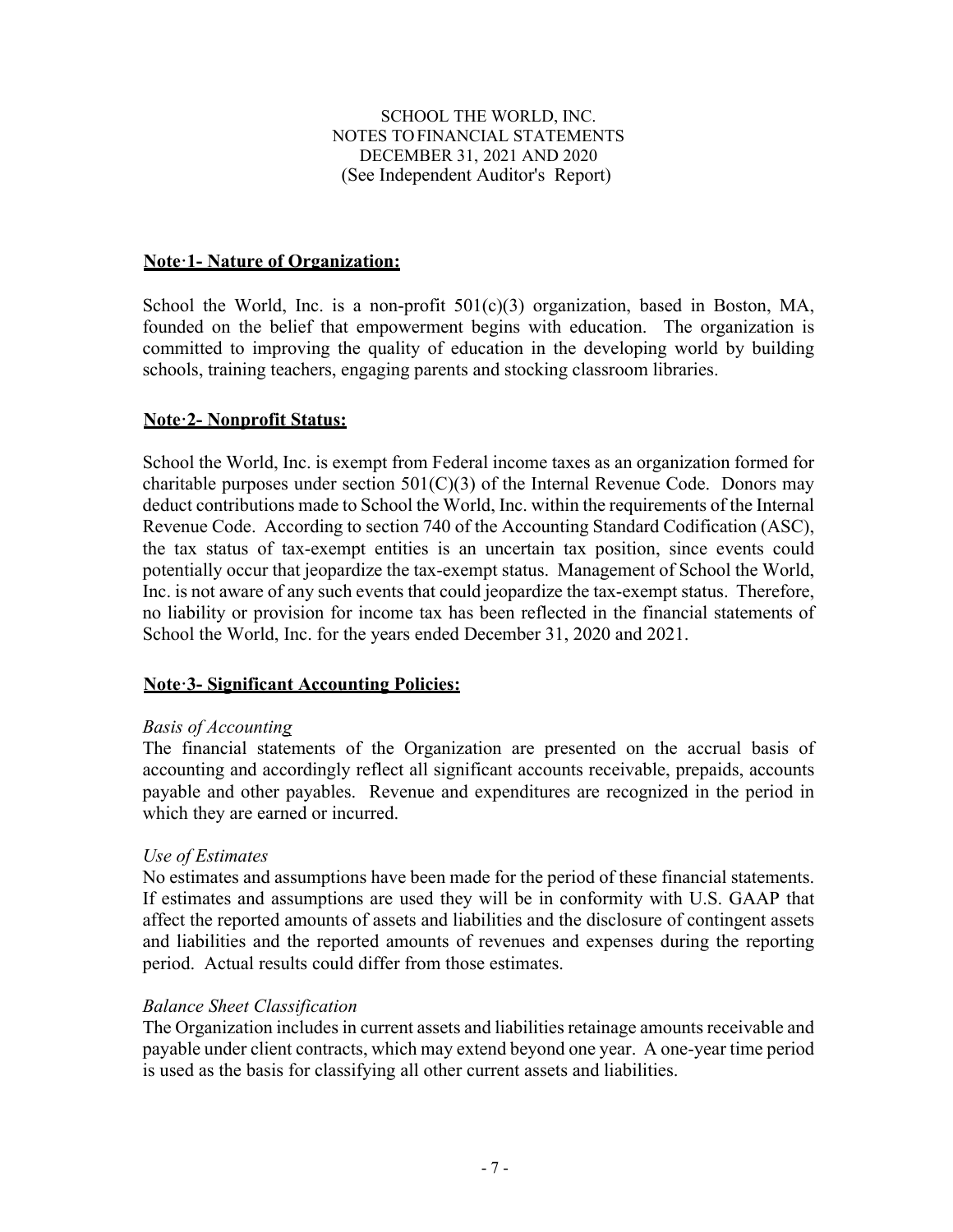SCHOOL THE WORLD, INC.
NOTES TO FINANCIAL STATEMENTS
DECEMBER 31, 2021 AND 2020
(See Independent Auditor's Report)

**Note·1- Nature of Organization:**

School the World, Inc. is a non-profit 501(c)(3) organization, based in Boston, MA, founded on the belief that empowerment begins with education. The organization is committed to improving the quality of education in the developing world by building schools, training teachers, engaging parents and stocking classroom libraries.

**Note·2- Nonprofit Status:**

School the World, Inc. is exempt from Federal income taxes as an organization formed for charitable purposes under section 501(C)(3) of the Internal Revenue Code. Donors may deduct contributions made to School the World, Inc. within the requirements of the Internal Revenue Code. According to section 740 of the Accounting Standard Codification (ASC), the tax status of tax-exempt entities is an uncertain tax position, since events could potentially occur that jeopardize the tax-exempt status. Management of School the World, Inc. is not aware of any such events that could jeopardize the tax-exempt status. Therefore, no liability or provision for income tax has been reflected in the financial statements of School the World, Inc. for the years ended December 31, 2020 and 2021.

**Note·3- Significant Accounting Policies:**

*Basis of Accounting*
The financial statements of the Organization are presented on the accrual basis of accounting and accordingly reflect all significant accounts receivable, prepaids, accounts payable and other payables. Revenue and expenditures are recognized in the period in which they are earned or incurred.

*Use of Estimates*
No estimates and assumptions have been made for the period of these financial statements. If estimates and assumptions are used they will be in conformity with U.S. GAAP that affect the reported amounts of assets and liabilities and the disclosure of contingent assets and liabilities and the reported amounts of revenues and expenses during the reporting period. Actual results could differ from those estimates.

*Balance Sheet Classification*
The Organization includes in current assets and liabilities retainage amounts receivable and payable under client contracts, which may extend beyond one year. A one-year time period is used as the basis for classifying all other current assets and liabilities.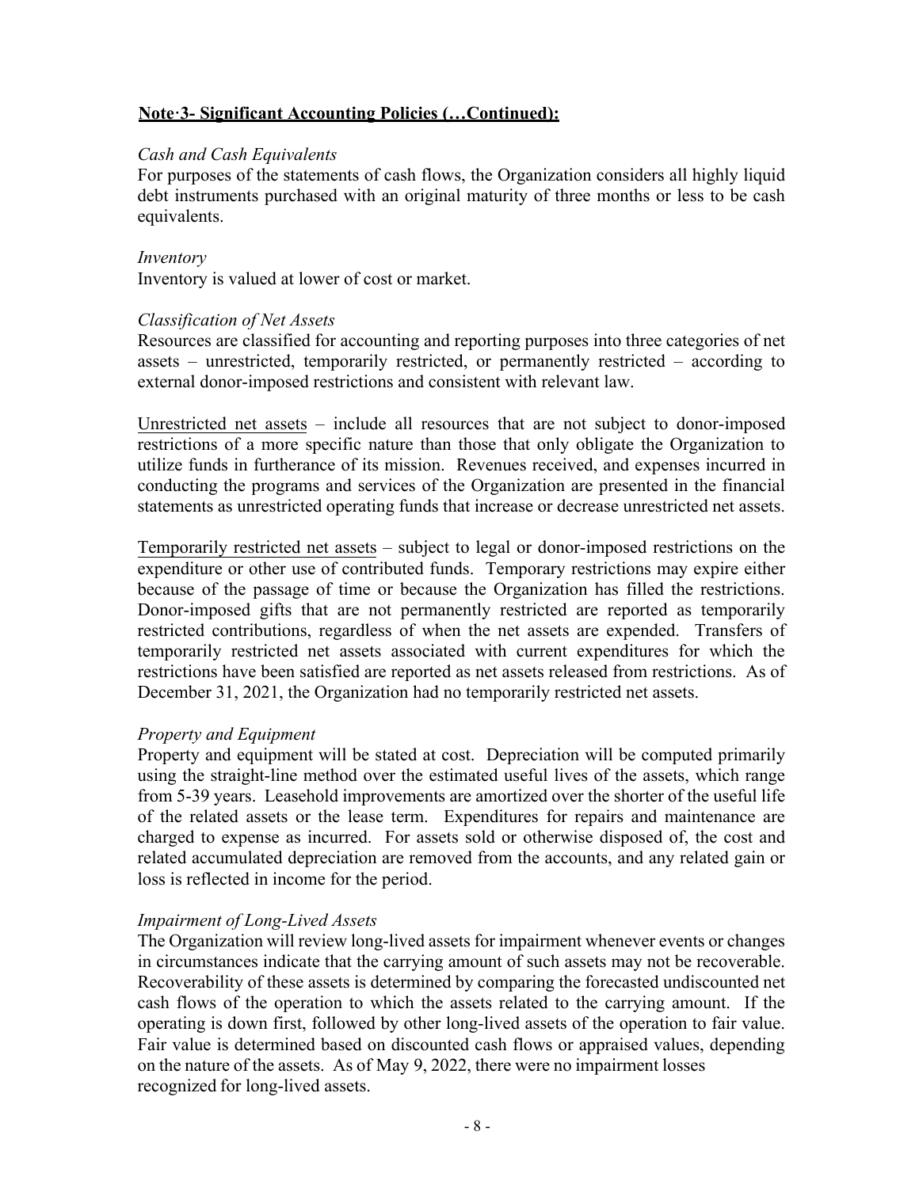## Note·3- Significant Accounting Policies (…Continued):

*Cash and Cash Equivalents*

For purposes of the statements of cash flows, the Organization considers all highly liquid debt instruments purchased with an original maturity of three months or less to be cash equivalents.

*Inventory*

Inventory is valued at lower of cost or market.

*Classification of Net Assets*

Resources are classified for accounting and reporting purposes into three categories of net assets – unrestricted, temporarily restricted, or permanently restricted – according to external donor-imposed restrictions and consistent with relevant law.

Unrestricted net assets – include all resources that are not subject to donor-imposed restrictions of a more specific nature than those that only obligate the Organization to utilize funds in furtherance of its mission. Revenues received, and expenses incurred in conducting the programs and services of the Organization are presented in the financial statements as unrestricted operating funds that increase or decrease unrestricted net assets.

Temporarily restricted net assets – subject to legal or donor-imposed restrictions on the expenditure or other use of contributed funds. Temporary restrictions may expire either because of the passage of time or because the Organization has filled the restrictions. Donor-imposed gifts that are not permanently restricted are reported as temporarily restricted contributions, regardless of when the net assets are expended. Transfers of temporarily restricted net assets associated with current expenditures for which the restrictions have been satisfied are reported as net assets released from restrictions. As of December 31, 2021, the Organization had no temporarily restricted net assets.

*Property and Equipment*

Property and equipment will be stated at cost. Depreciation will be computed primarily using the straight-line method over the estimated useful lives of the assets, which range from 5-39 years. Leasehold improvements are amortized over the shorter of the useful life of the related assets or the lease term. Expenditures for repairs and maintenance are charged to expense as incurred. For assets sold or otherwise disposed of, the cost and related accumulated depreciation are removed from the accounts, and any related gain or loss is reflected in income for the period.

*Impairment of Long-Lived Assets*

The Organization will review long-lived assets for impairment whenever events or changes in circumstances indicate that the carrying amount of such assets may not be recoverable. Recoverability of these assets is determined by comparing the forecasted undiscounted net cash flows of the operation to which the assets related to the carrying amount. If the operating is down first, followed by other long-lived assets of the operation to fair value. Fair value is determined based on discounted cash flows or appraised values, depending on the nature of the assets. As of May 9, 2022, there were no impairment losses recognized for long-lived assets.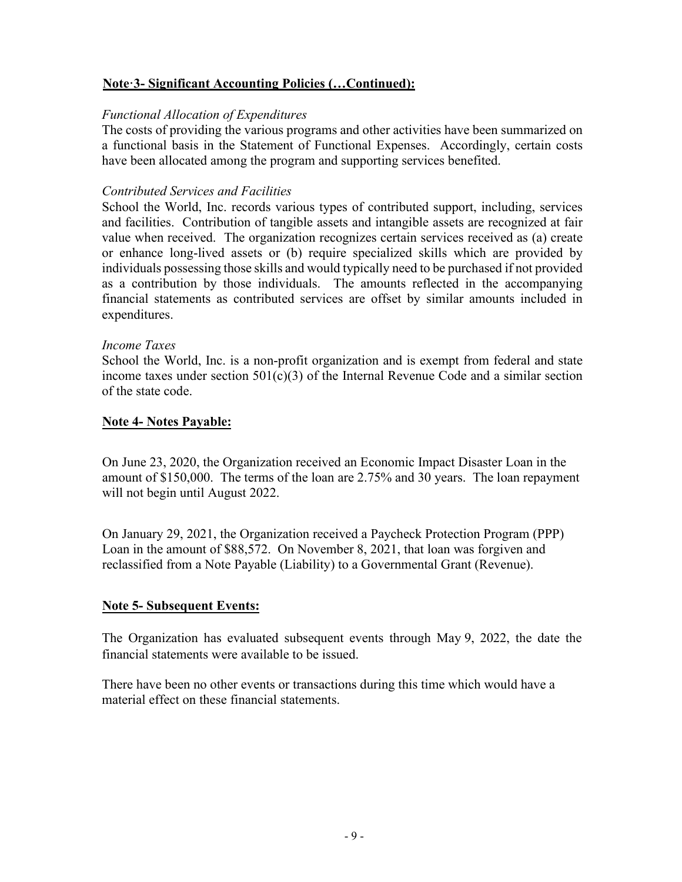## Note·3- Significant Accounting Policies (…Continued):

*Functional Allocation of Expenditures*

The costs of providing the various programs and other activities have been summarized on a functional basis in the Statement of Functional Expenses. Accordingly, certain costs have been allocated among the program and supporting services benefited.

*Contributed Services and Facilities*

School the World, Inc. records various types of contributed support, including, services and facilities. Contribution of tangible assets and intangible assets are recognized at fair value when received. The organization recognizes certain services received as (a) create or enhance long-lived assets or (b) require specialized skills which are provided by individuals possessing those skills and would typically need to be purchased if not provided as a contribution by those individuals. The amounts reflected in the accompanying financial statements as contributed services are offset by similar amounts included in expenditures.

*Income Taxes*

School the World, Inc. is a non-profit organization and is exempt from federal and state income taxes under section 501(c)(3) of the Internal Revenue Code and a similar section of the state code.

## Note 4- Notes Payable:

On June 23, 2020, the Organization received an Economic Impact Disaster Loan in the amount of $150,000. The terms of the loan are 2.75% and 30 years. The loan repayment will not begin until August 2022.

On January 29, 2021, the Organization received a Paycheck Protection Program (PPP) Loan in the amount of $88,572. On November 8, 2021, that loan was forgiven and reclassified from a Note Payable (Liability) to a Governmental Grant (Revenue).

## Note 5- Subsequent Events:

The Organization has evaluated subsequent events through May 9, 2022, the date the financial statements were available to be issued.

There have been no other events or transactions during this time which would have a material effect on these financial statements.